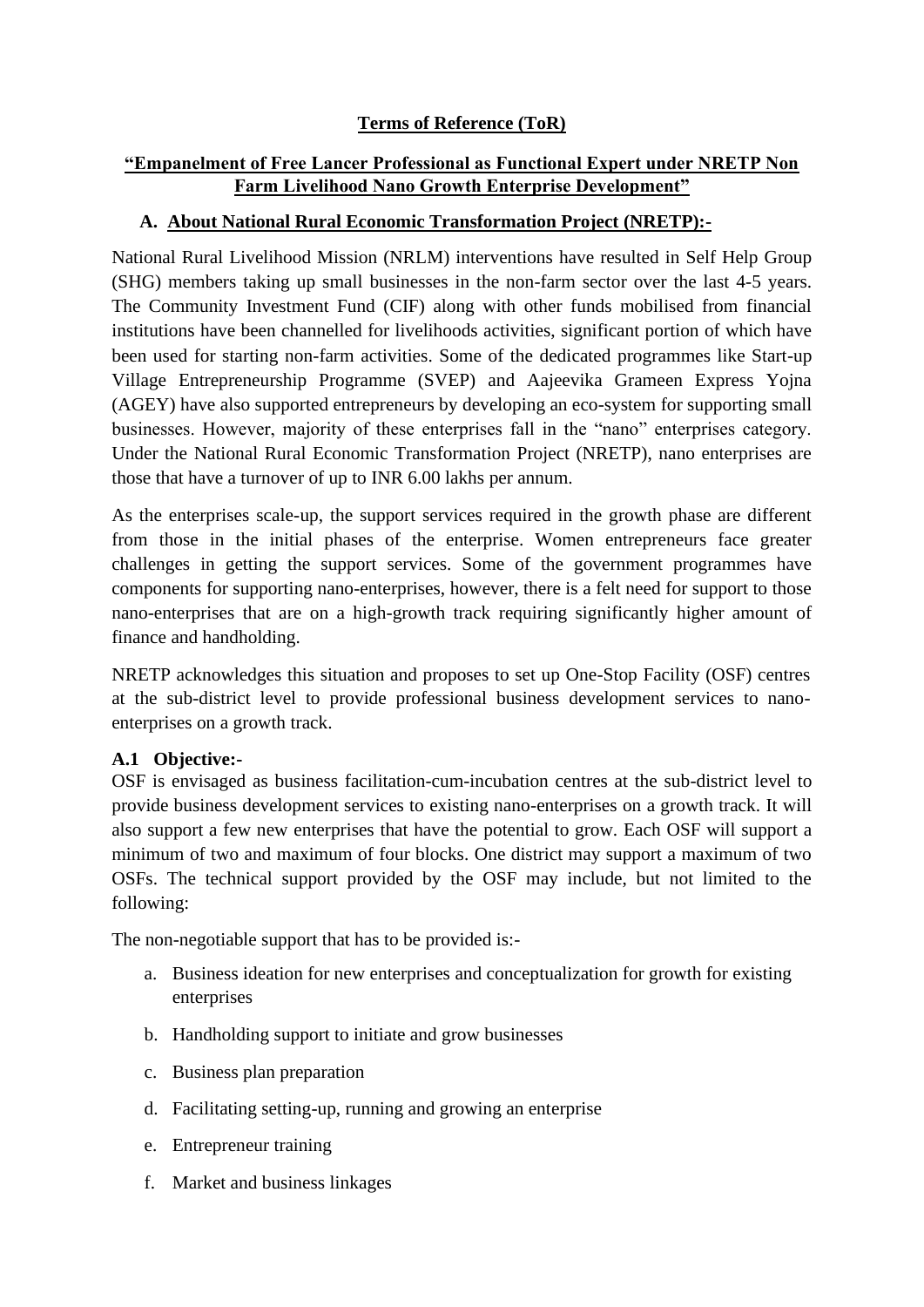# Terms of Reference (ToR)

## "Empanelment of Free Lancer Professional as Functional Expert under NRETP Non Farm Livelihood Nano Growth Enterprise Development"

### A. About National Rural Economic Transformation Project (NRETP):-

National Rural Livelihood Mission (NRLM) interventions have resulted in Self Help Group (SHG) members taking up small businesses in the non-farm sector over the last 4-5 years. The Community Investment Fund (CIF) along with other funds mobilised from financial institutions have been channelled for livelihoods activities, significant portion of which have been used for starting non-farm activities. Some of the dedicated programmes like Start-up Village Entrepreneurship Programme (SVEP) and Aajeevika Grameen Express Yojna (AGEY) have also supported entrepreneurs by developing an eco-system for supporting small businesses. However, majority of these enterprises fall in the "nano" enterprises category. Under the National Rural Economic Transformation Project (NRETP), nano enterprises are those that have a turnover of up to INR 6.00 lakhs per annum.

As the enterprises scale-up, the support services required in the growth phase are different from those in the initial phases of the enterprise. Women entrepreneurs face greater challenges in getting the support services. Some of the government programmes have components for supporting nano-enterprises, however, there is a felt need for support to those nano-enterprises that are on a high-growth track requiring significantly higher amount of finance and handholding.

NRETP acknowledges this situation and proposes to set up One-Stop Facility (OSF) centres at the sub-district level to provide professional business development services to nano-enterprises on a growth track.

#### A.1 Objective:-

OSF is envisaged as business facilitation-cum-incubation centres at the sub-district level to provide business development services to existing nano-enterprises on a growth track. It will also support a few new enterprises that have the potential to grow. Each OSF will support a minimum of two and maximum of four blocks. One district may support a maximum of two OSFs. The technical support provided by the OSF may include, but not limited to the following:

The non-negotiable support that has to be provided is:-

a. Business ideation for new enterprises and conceptualization for growth for existing enterprises
b. Handholding support to initiate and grow businesses
c. Business plan preparation
d. Facilitating setting-up, running and growing an enterprise
e. Entrepreneur training
f. Market and business linkages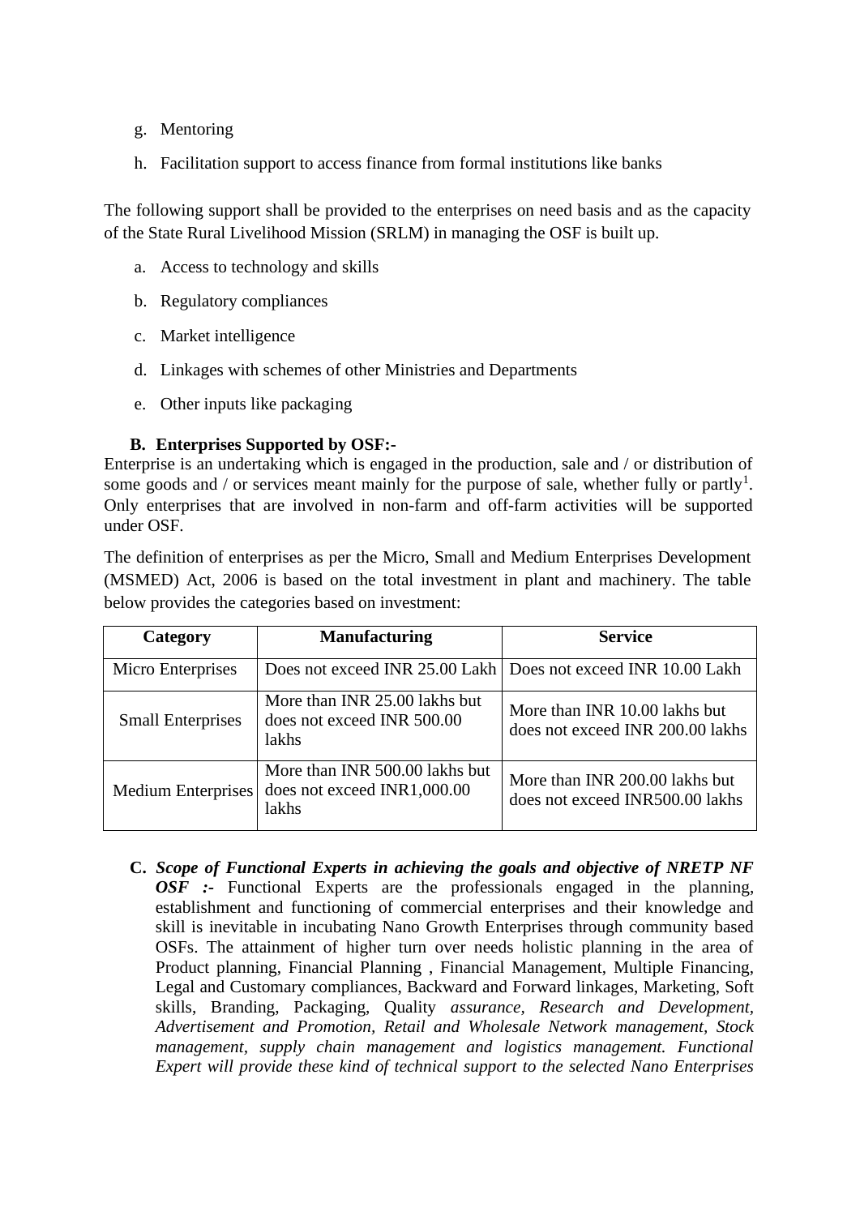g. Mentoring

h. Facilitation support to access finance from formal institutions like banks

The following support shall be provided to the enterprises on need basis and as the capacity of the State Rural Livelihood Mission (SRLM) in managing the OSF is built up.

a. Access to technology and skills

b. Regulatory compliances

c. Market intelligence

d. Linkages with schemes of other Ministries and Departments

e. Other inputs like packaging

**B. Enterprises Supported by OSF:-**

Enterprise is an undertaking which is engaged in the production, sale and / or distribution of some goods and / or services meant mainly for the purpose of sale, whether fully or partly[1]. Only enterprises that are involved in non-farm and off-farm activities will be supported under OSF.

The definition of enterprises as per the Micro, Small and Medium Enterprises Development (MSMED) Act, 2006 is based on the total investment in plant and machinery. The table below provides the categories based on investment:

| Category | Manufacturing | Service |
|---|---|---|
| Micro Enterprises | Does not exceed INR 25.00 Lakh | Does not exceed INR 10.00 Lakh |
| Small Enterprises | More than INR 25.00 lakhs but does not exceed INR 500.00 lakhs | More than INR 10.00 lakhs but does not exceed INR 200.00 lakhs |
| Medium Enterprises | More than INR 500.00 lakhs but does not exceed INR1,000.00 lakhs | More than INR 200.00 lakhs but does not exceed INR500.00 lakhs |

**C.** ***Scope of Functional Experts in achieving the goals and objective of NRETP NF OSF :-*** Functional Experts are the professionals engaged in the planning, establishment and functioning of commercial enterprises and their knowledge and skill is inevitable in incubating Nano Growth Enterprises through community based OSFs. The attainment of higher turn over needs holistic planning in the area of Product planning, Financial Planning , Financial Management, Multiple Financing, Legal and Customary compliances, Backward and Forward linkages, Marketing, Soft skills, Branding, Packaging, Quality *assurance, Research and Development, Advertisement and Promotion, Retail and Wholesale Network management, Stock management, supply chain management and logistics management. Functional Expert will provide these kind of technical support to the selected Nano Enterprises*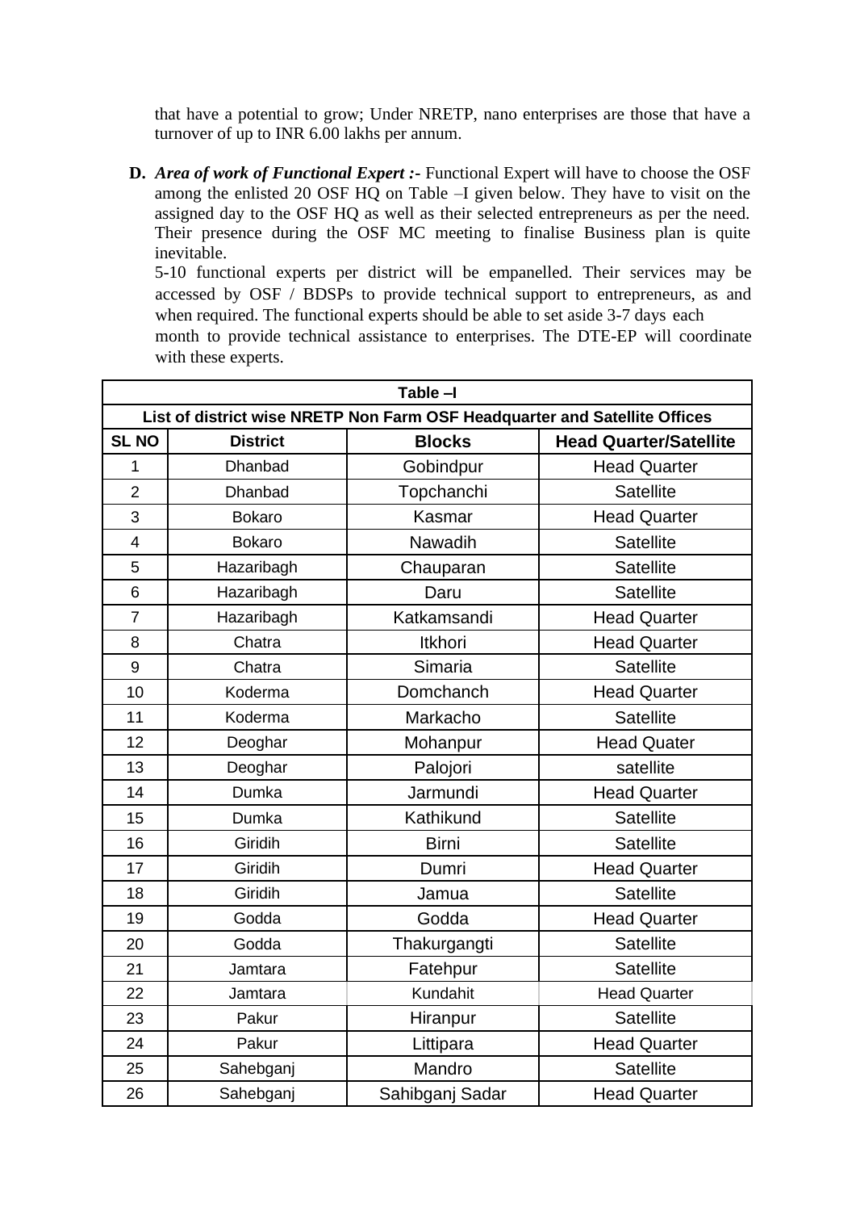that have a potential to grow; Under NRETP, nano enterprises are those that have a turnover of up to INR 6.00 lakhs per annum.

**D.** ***Area of work of Functional Expert :-*** Functional Expert will have to choose the OSF among the enlisted 20 OSF HQ on Table –I given below. They have to visit on the assigned day to the OSF HQ as well as their selected entrepreneurs as per the need. Their presence during the OSF MC meeting to finalise Business plan is quite inevitable.

5-10 functional experts per district will be empanelled. Their services may be accessed by OSF / BDSPs to provide technical support to entrepreneurs, as and when required. The functional experts should be able to set aside 3-7 days each month to provide technical assistance to enterprises. The DTE-EP will coordinate with these experts.

| **Table –I** | | | |
|---|---|---|---|
| **List of district wise NRETP Non Farm OSF Headquarter and Satellite Offices** | | | |
| **SL NO** | **District** | **Blocks** | **Head Quarter/Satellite** |
| 1 | Dhanbad | Gobindpur | Head Quarter |
| 2 | Dhanbad | Topchanchi | Satellite |
| 3 | Bokaro | Kasmar | Head Quarter |
| 4 | Bokaro | Nawadih | Satellite |
| 5 | Hazaribagh | Chauparan | Satellite |
| 6 | Hazaribagh | Daru | Satellite |
| 7 | Hazaribagh | Katkamsandi | Head Quarter |
| 8 | Chatra | Itkhori | Head Quarter |
| 9 | Chatra | Simaria | Satellite |
| 10 | Koderma | Domchanch | Head Quarter |
| 11 | Koderma | Markacho | Satellite |
| 12 | Deoghar | Mohanpur | Head Quater |
| 13 | Deoghar | Palojori | satellite |
| 14 | Dumka | Jarmundi | Head Quarter |
| 15 | Dumka | Kathikund | Satellite |
| 16 | Giridih | Birni | Satellite |
| 17 | Giridih | Dumri | Head Quarter |
| 18 | Giridih | Jamua | Satellite |
| 19 | Godda | Godda | Head Quarter |
| 20 | Godda | Thakurgangti | Satellite |
| 21 | Jamtara | Fatehpur | Satellite |
| 22 | Jamtara | Kundahit | Head Quarter |
| 23 | Pakur | Hiranpur | Satellite |
| 24 | Pakur | Littipara | Head Quarter |
| 25 | Sahebganj | Mandro | Satellite |
| 26 | Sahebganj | Sahibganj Sadar | Head Quarter |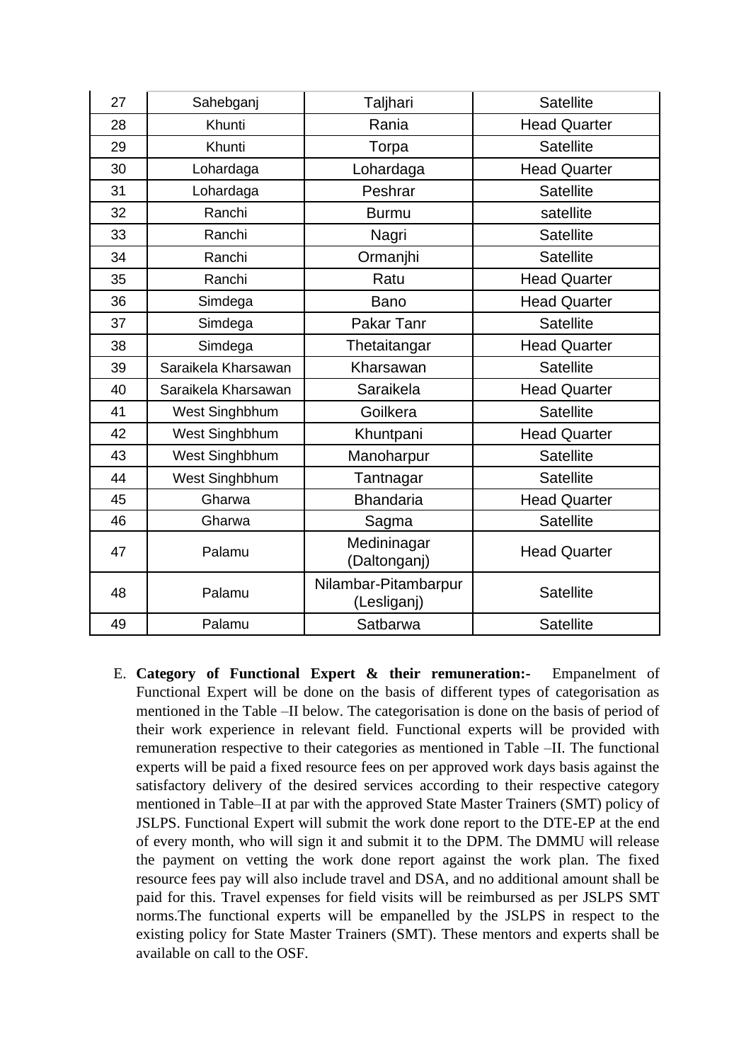| 27 | Sahebganj | Taljhari | Satellite |
|---|---|---|---|
| 28 | Khunti | Rania | Head Quarter |
| 29 | Khunti | Torpa | Satellite |
| 30 | Lohardaga | Lohardaga | Head Quarter |
| 31 | Lohardaga | Peshrar | Satellite |
| 32 | Ranchi | Burmu | satellite |
| 33 | Ranchi | Nagri | Satellite |
| 34 | Ranchi | Ormanjhi | Satellite |
| 35 | Ranchi | Ratu | Head Quarter |
| 36 | Simdega | Bano | Head Quarter |
| 37 | Simdega | Pakar Tanr | Satellite |
| 38 | Simdega | Thetaitangar | Head Quarter |
| 39 | Saraikela Kharsawan | Kharsawan | Satellite |
| 40 | Saraikela Kharsawan | Saraikela | Head Quarter |
| 41 | West Singhbhum | Goilkera | Satellite |
| 42 | West Singhbhum | Khuntpani | Head Quarter |
| 43 | West Singhbhum | Manoharpur | Satellite |
| 44 | West Singhbhum | Tantnagar | Satellite |
| 45 | Gharwa | Bhandaria | Head Quarter |
| 46 | Gharwa | Sagma | Satellite |
| 47 | Palamu | Medininagar (Daltonganj) | Head Quarter |
| 48 | Palamu | Nilambar-Pitambarpur (Lesliganj) | Satellite |
| 49 | Palamu | Satbarwa | Satellite |

E. **Category of Functional Expert & their remuneration:-** Empanelment of Functional Expert will be done on the basis of different types of categorisation as mentioned in the Table –II below. The categorisation is done on the basis of period of their work experience in relevant field. Functional experts will be provided with remuneration respective to their categories as mentioned in Table –II. The functional experts will be paid a fixed resource fees on per approved work days basis against the satisfactory delivery of the desired services according to their respective category mentioned in Table–II at par with the approved State Master Trainers (SMT) policy of JSLPS. Functional Expert will submit the work done report to the DTE-EP at the end of every month, who will sign it and submit it to the DPM. The DMMU will release the payment on vetting the work done report against the work plan. The fixed resource fees pay will also include travel and DSA, and no additional amount shall be paid for this. Travel expenses for field visits will be reimbursed as per JSLPS SMT norms.The functional experts will be empanelled by the JSLPS in respect to the existing policy for State Master Trainers (SMT). These mentors and experts shall be available on call to the OSF.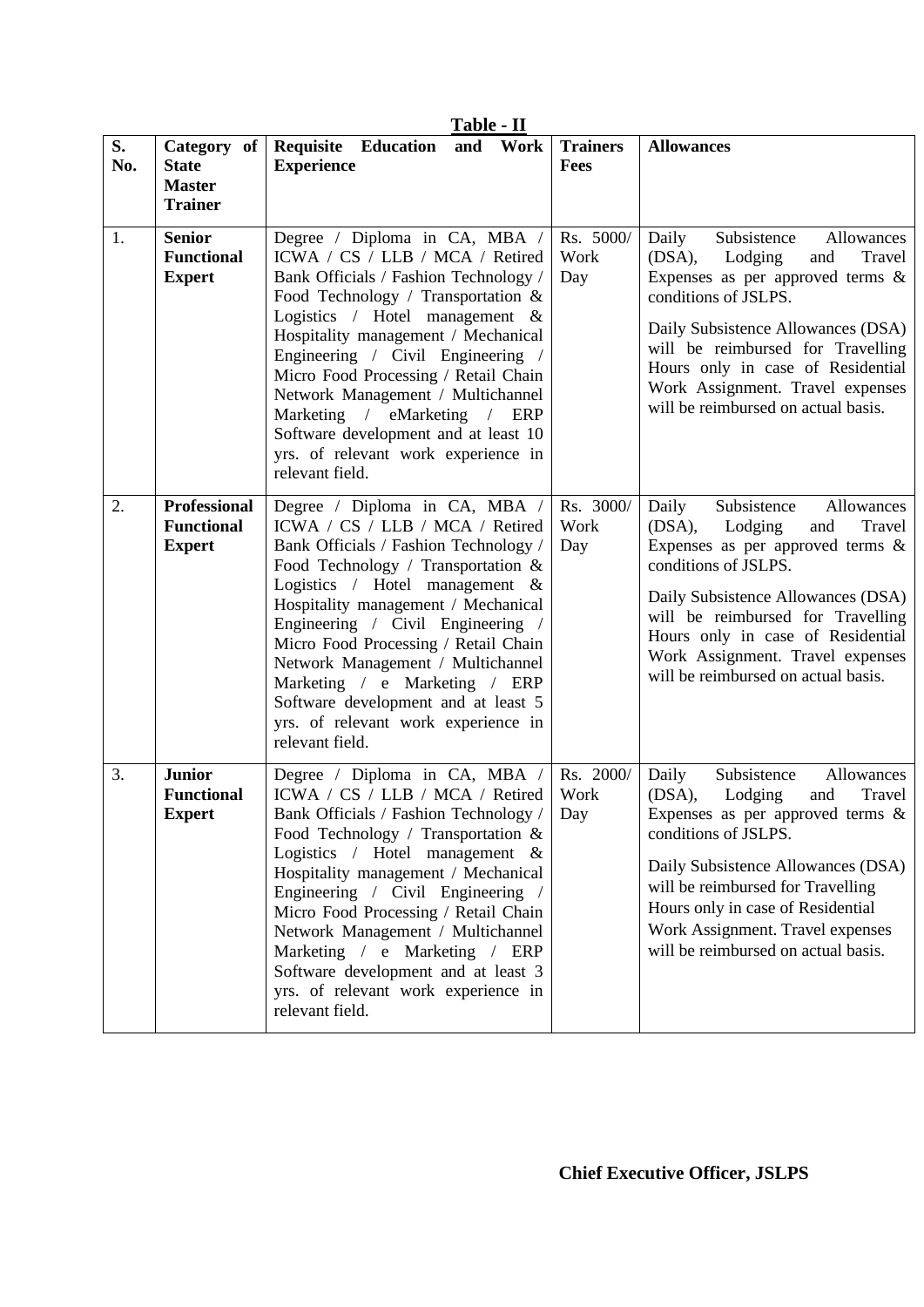**Table - II**

| S. No. | Category of State Master Trainer | Requisite Education and Work Experience | Trainers Fees | Allowances |
|---|---|---|---|---|
| 1. | **Senior Functional Expert** | Degree / Diploma in CA, MBA / ICWA / CS / LLB / MCA / Retired Bank Officials / Fashion Technology / Food Technology / Transportation & Logistics / Hotel management & Hospitality management / Mechanical Engineering / Civil Engineering / Micro Food Processing / Retail Chain Network Management / Multichannel Marketing / eMarketing / ERP Software development and at least 10 yrs. of relevant work experience in relevant field. | Rs. 5000/ Work Day | Daily Subsistence Allowances (DSA), Lodging and Travel Expenses as per approved terms & conditions of JSLPS. Daily Subsistence Allowances (DSA) will be reimbursed for Travelling Hours only in case of Residential Work Assignment. Travel expenses will be reimbursed on actual basis. |
| 2. | **Professional Functional Expert** | Degree / Diploma in CA, MBA / ICWA / CS / LLB / MCA / Retired Bank Officials / Fashion Technology / Food Technology / Transportation & Logistics / Hotel management & Hospitality management / Mechanical Engineering / Civil Engineering / Micro Food Processing / Retail Chain Network Management / Multichannel Marketing / e Marketing / ERP Software development and at least 5 yrs. of relevant work experience in relevant field. | Rs. 3000/ Work Day | Daily Subsistence Allowances (DSA), Lodging and Travel Expenses as per approved terms & conditions of JSLPS. Daily Subsistence Allowances (DSA) will be reimbursed for Travelling Hours only in case of Residential Work Assignment. Travel expenses will be reimbursed on actual basis. |
| 3. | **Junior Functional Expert** | Degree / Diploma in CA, MBA / ICWA / CS / LLB / MCA / Retired Bank Officials / Fashion Technology / Food Technology / Transportation & Logistics / Hotel management & Hospitality management / Mechanical Engineering / Civil Engineering / Micro Food Processing / Retail Chain Network Management / Multichannel Marketing / e Marketing / ERP Software development and at least 3 yrs. of relevant work experience in relevant field. | Rs. 2000/ Work Day | Daily Subsistence Allowances (DSA), Lodging and Travel Expenses as per approved terms & conditions of JSLPS. Daily Subsistence Allowances (DSA) will be reimbursed for Travelling Hours only in case of Residential Work Assignment. Travel expenses will be reimbursed on actual basis. |

**Chief Executive Officer, JSLPS**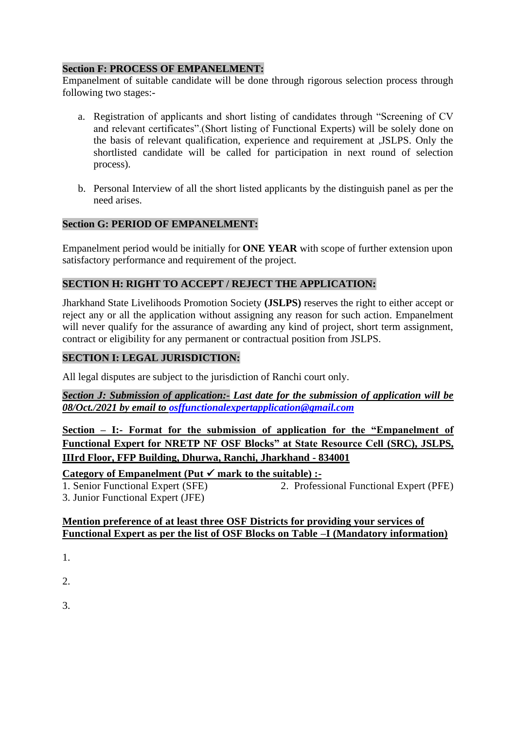**Section F: PROCESS OF EMPANELMENT:**

Empanelment of suitable candidate will be done through rigorous selection process through following two stages:-

a. Registration of applicants and short listing of candidates through "Screening of CV and relevant certificates".(Short listing of Functional Experts) will be solely done on the basis of relevant qualification, experience and requirement at ,JSLPS. Only the shortlisted candidate will be called for participation in next round of selection process).

b. Personal Interview of all the short listed applicants by the distinguish panel as per the need arises.

**Section G: PERIOD OF EMPANELMENT:**

Empanelment period would be initially for **ONE YEAR** with scope of further extension upon satisfactory performance and requirement of the project.

**SECTION H: RIGHT TO ACCEPT / REJECT THE APPLICATION:**

Jharkhand State Livelihoods Promotion Society **(JSLPS)** reserves the right to either accept or reject any or all the application without assigning any reason for such action. Empanelment will never qualify for the assurance of awarding any kind of project, short term assignment, contract or eligibility for any permanent or contractual position from JSLPS.

**SECTION I: LEGAL JURISDICTION:**

All legal disputes are subject to the jurisdiction of Ranchi court only.

***Section J: Submission of application:- Last date for the submission of application will be 08/Oct./2021 by email to osffunctionalexpertapplication@gmail.com***

**Section – I:- Format for the submission of application for the "Empanelment of Functional Expert for NRETP NF OSF Blocks" at State Resource Cell (SRC), JSLPS, IIIrd Floor, FFP Building, Dhurwa, Ranchi, Jharkhand - 834001**

**Category of Empanelment (Put ✓ mark to the suitable) :-**

1. Senior Functional Expert (SFE)
2. Professional Functional Expert (PFE)
3. Junior Functional Expert (JFE)

**Mention preference of at least three OSF Districts for providing your services of Functional Expert as per the list of OSF Blocks on Table –I (Mandatory information)**

1.

2.

3.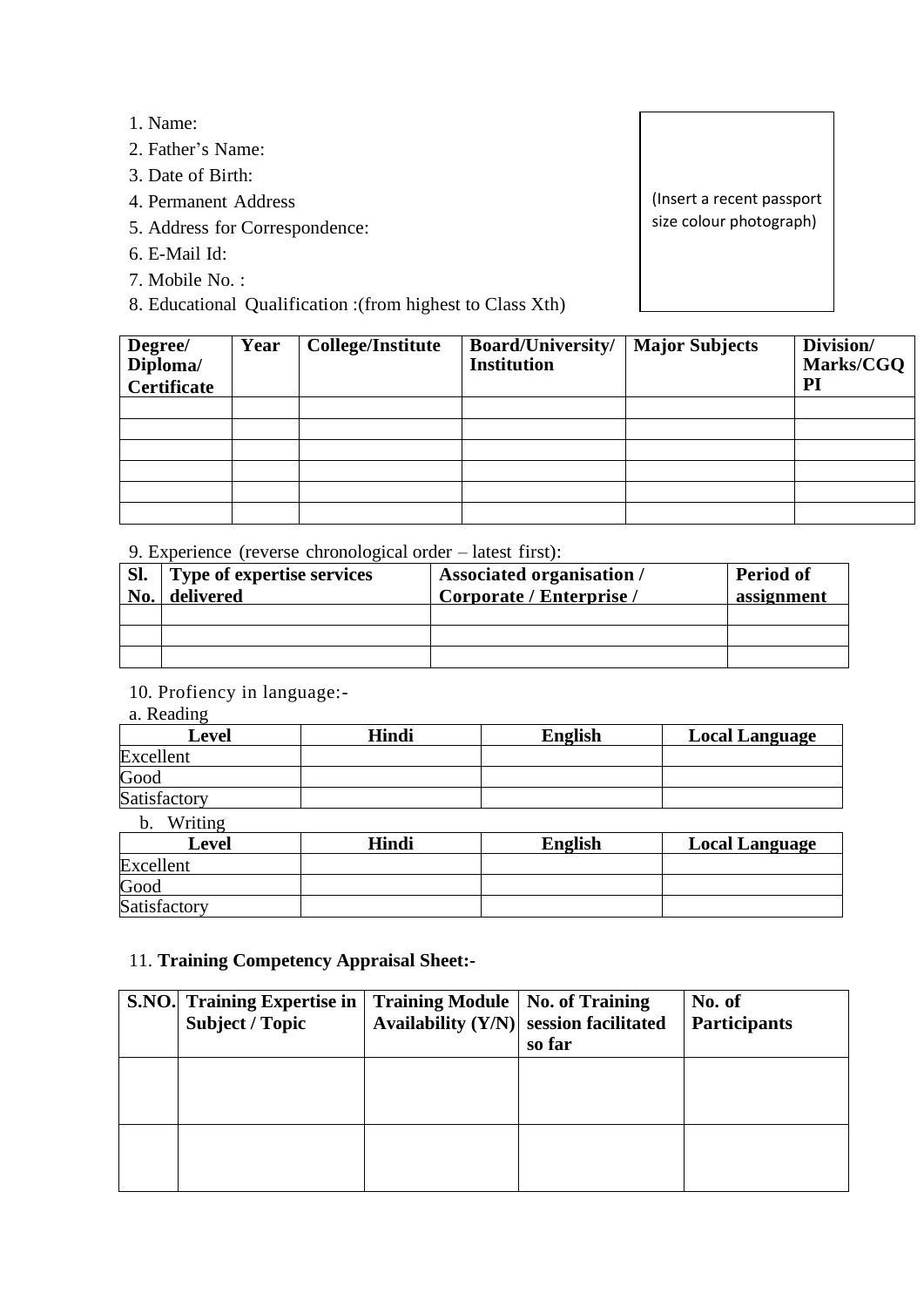1. Name:
2. Father's Name:
3. Date of Birth:
4. Permanent Address
5. Address for Correspondence:
6. E-Mail Id:
7. Mobile No. :
8. Educational Qualification :(from highest to Class Xth)

(Insert a recent passport size colour photograph)

| **Degree/ Diploma/ Certificate** | **Year** | **College/Institute** | **Board/University/ Institution** | **Major Subjects** | **Division/ Marks/CGQPI** |
|---|---|---|---|---|---|
| | | | | | |
| | | | | | |
| | | | | | |
| | | | | | |
| | | | | | |
| | | | | | |

9. Experience (reverse chronological order – latest first):

| **Sl. No.** | **Type of expertise services delivered** | **Associated organisation / Corporate / Enterprise /** | **Period of assignment** |
|---|---|---|---|
| | | | |
| | | | |
| | | | |

10. Profiency in language:-

a. Reading

| **Level** | **Hindi** | **English** | **Local Language** |
|---|---|---|---|
| Excellent | | | |
| Good | | | |
| Satisfactory | | | |

b. Writing

| **Level** | **Hindi** | **English** | **Local Language** |
|---|---|---|---|
| Excellent | | | |
| Good | | | |
| Satisfactory | | | |

11. **Training Competency Appraisal Sheet:-**

| **S.NO.** | **Training Expertise in Subject / Topic** | **Training Module Availability (Y/N)** | **No. of Training session facilitated so far** | **No. of Participants** |
|---|---|---|---|---|
| | | | | |
| | | | | |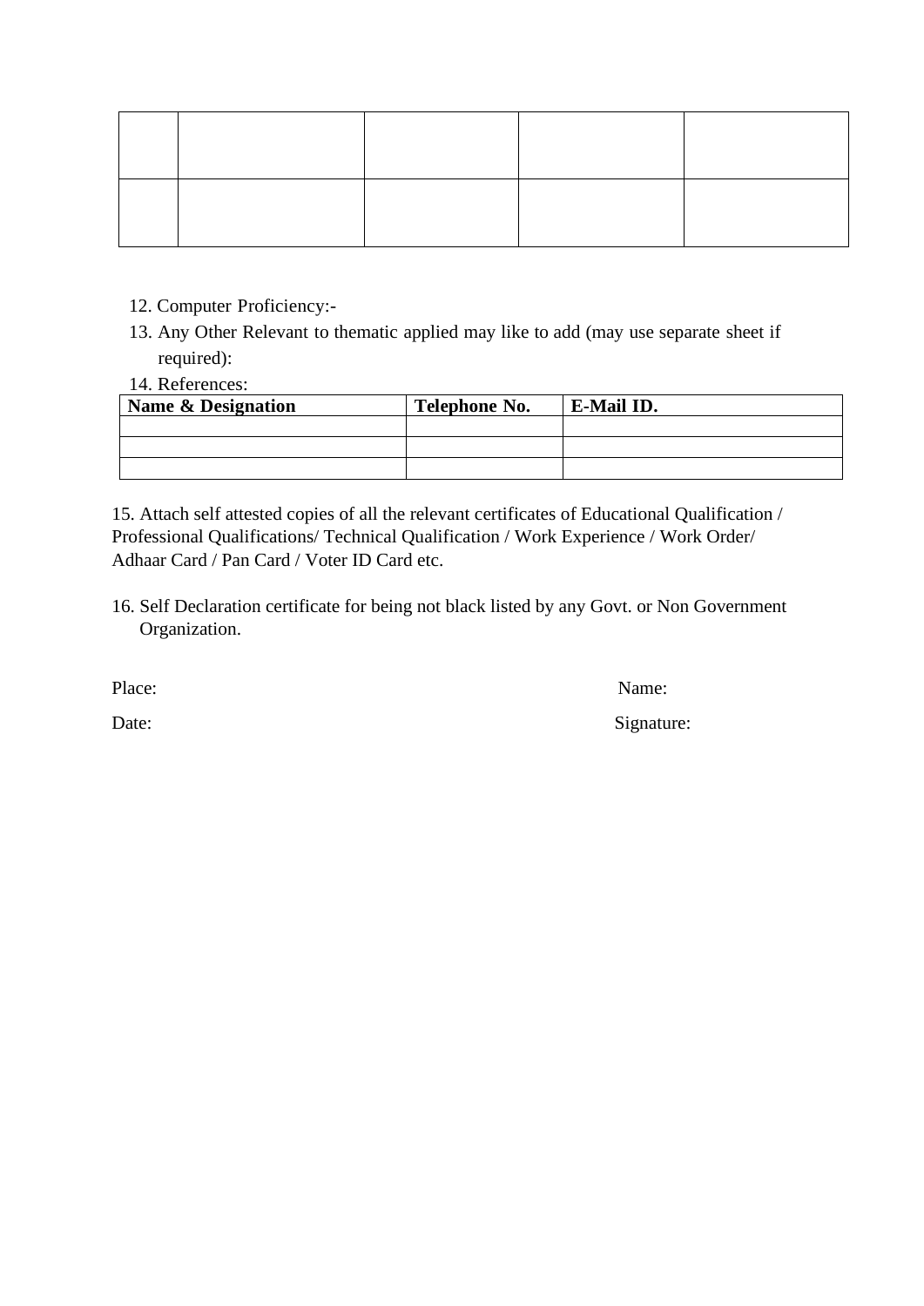| | | | | |
|---|---|---|---|---|
| | | | | |
| | | | | |

12. Computer Proficiency:-
13. Any Other Relevant to thematic applied may like to add (may use separate sheet if required):
14. References:

| **Name & Designation** | **Telephone No.** | **E-Mail ID.** |
|---|---|---|
| | | |
| | | |
| | | |

15. Attach self attested copies of all the relevant certificates of Educational Qualification / Professional Qualifications/ Technical Qualification / Work Experience / Work Order/ Adhaar Card / Pan Card / Voter ID Card etc.

16. Self Declaration certificate for being not black listed by any Govt. or Non Government Organization.

Place: Name:

Date: Signature: